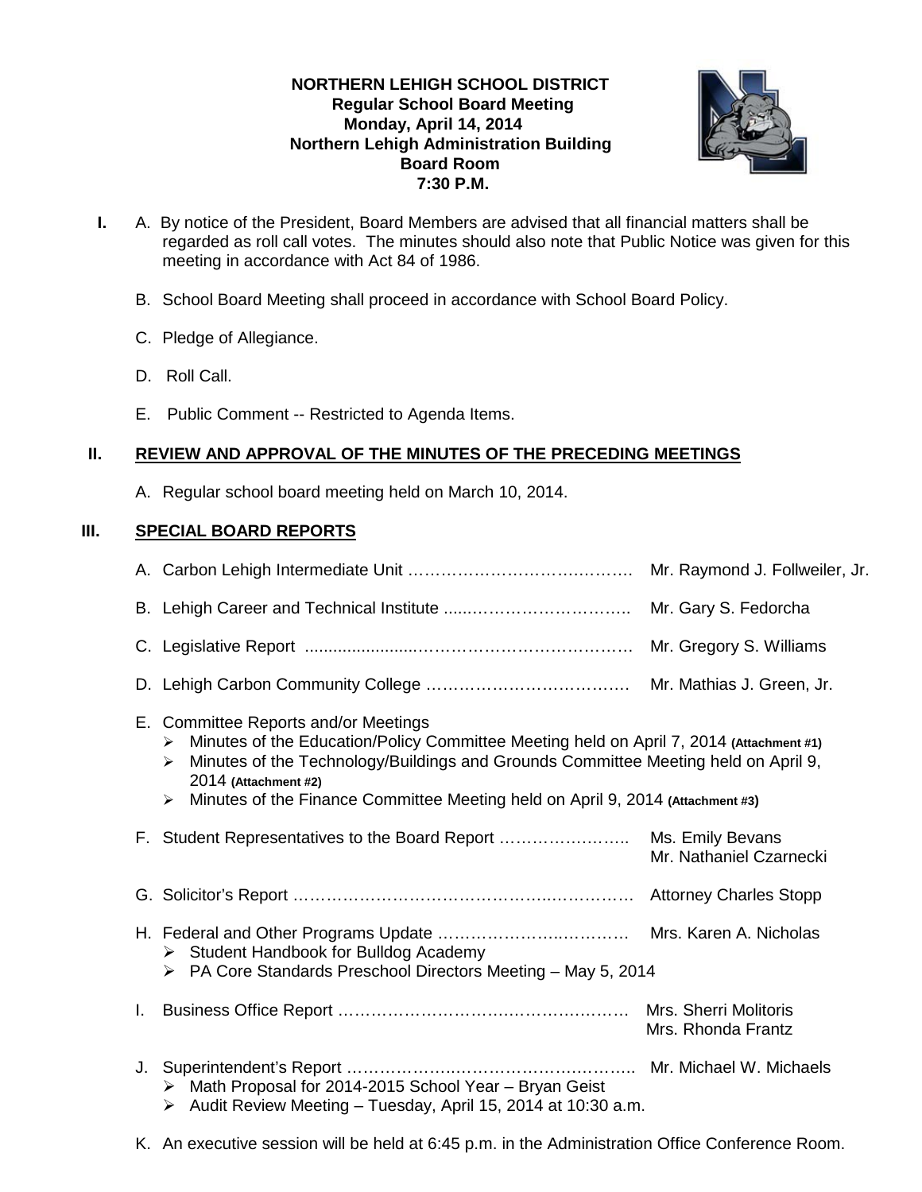**NORTHERN LEHIGH SCHOOL DISTRICT**
**Regular School Board Meeting**
**Monday, April 14, 2014**
**Northern Lehigh Administration Building**
**Board Room**
**7:30 P.M.**

**I.** A. By notice of the President, Board Members are advised that all financial matters shall be regarded as roll call votes. The minutes should also note that Public Notice was given for this meeting in accordance with Act 84 of 1986.

B. School Board Meeting shall proceed in accordance with School Board Policy.

C. Pledge of Allegiance.

D. Roll Call.

E. Public Comment -- Restricted to Agenda Items.

## II. REVIEW AND APPROVAL OF THE MINUTES OF THE PRECEDING MEETINGS

A. Regular school board meeting held on March 10, 2014.

## III. SPECIAL BOARD REPORTS

A. Carbon Lehigh Intermediate Unit …………………………………. Mr. Raymond J. Follweiler, Jr.

B. Lehigh Career and Technical Institute ......………………………. Mr. Gary S. Fedorcha

C. Legislative Report ......................……………………………… Mr. Gregory S. Williams

D. Lehigh Carbon Community College ………………………………. Mr. Mathias J. Green, Jr.

E. Committee Reports and/or Meetings
- Minutes of the Education/Policy Committee Meeting held on April 7, 2014 **(Attachment #1)**
- Minutes of the Technology/Buildings and Grounds Committee Meeting held on April 9, 2014 **(Attachment #2)**
- Minutes of the Finance Committee Meeting held on April 9, 2014 **(Attachment #3)**

F. Student Representatives to the Board Report ………………….. Ms. Emily Bevans
Mr. Nathaniel Czarnecki

G. Solicitor's Report ……………………………………..………… Attorney Charles Stopp

H. Federal and Other Programs Update ………………..………… Mrs. Karen A. Nicholas
- Student Handbook for Bulldog Academy
- PA Core Standards Preschool Directors Meeting – May 5, 2014

I. Business Office Report ……………………….…….…….……… Mrs. Sherri Molitoris
Mrs. Rhonda Frantz

J. Superintendent's Report ………………..………………….…….. Mr. Michael W. Michaels
- Math Proposal for 2014-2015 School Year – Bryan Geist
- Audit Review Meeting – Tuesday, April 15, 2014 at 10:30 a.m.

K. An executive session will be held at 6:45 p.m. in the Administration Office Conference Room.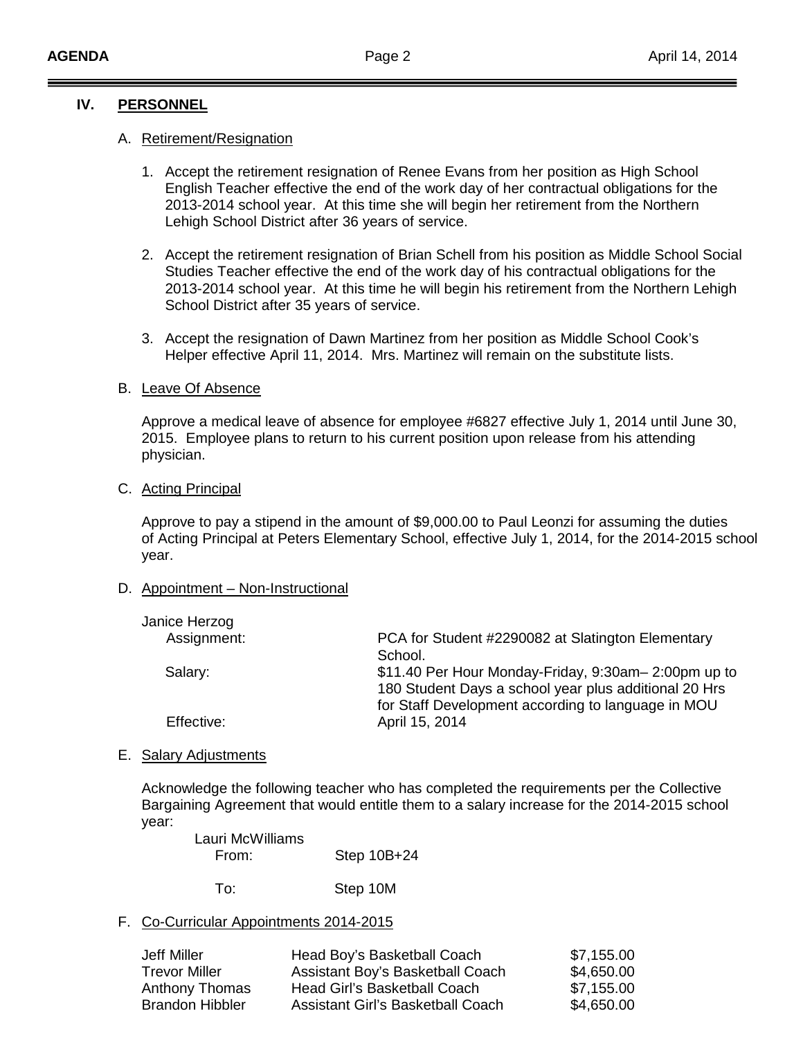## IV. PERSONNEL

### A. Retirement/Resignation

1. Accept the retirement resignation of Renee Evans from her position as High School English Teacher effective the end of the work day of her contractual obligations for the 2013-2014 school year. At this time she will begin her retirement from the Northern Lehigh School District after 36 years of service.

2. Accept the retirement resignation of Brian Schell from his position as Middle School Social Studies Teacher effective the end of the work day of his contractual obligations for the 2013-2014 school year. At this time he will begin his retirement from the Northern Lehigh School District after 35 years of service.

3. Accept the resignation of Dawn Martinez from her position as Middle School Cook's Helper effective April 11, 2014. Mrs. Martinez will remain on the substitute lists.

### B. Leave Of Absence

Approve a medical leave of absence for employee #6827 effective July 1, 2014 until June 30, 2015. Employee plans to return to his current position upon release from his attending physician.

### C. Acting Principal

Approve to pay a stipend in the amount of $9,000.00 to Paul Leonzi for assuming the duties of Acting Principal at Peters Elementary School, effective July 1, 2014, for the 2014-2015 school year.

### D. Appointment – Non-Instructional

Janice Herzog

- Assignment: PCA for Student #2290082 at Slatington Elementary School.
- Salary: $11.40 Per Hour Monday-Friday, 9:30am– 2:00pm up to 180 Student Days a school year plus additional 20 Hrs for Staff Development according to language in MOU
- Effective: April 15, 2014

### E. Salary Adjustments

Acknowledge the following teacher who has completed the requirements per the Collective Bargaining Agreement that would entitle them to a salary increase for the 2014-2015 school year:

Lauri McWilliams

- From: Step 10B+24
- To: Step 10M

### F. Co-Curricular Appointments 2014-2015

| | | |
|---|---|---|
| Jeff Miller | Head Boy's Basketball Coach | $7,155.00 |
| Trevor Miller | Assistant Boy's Basketball Coach | $4,650.00 |
| Anthony Thomas | Head Girl's Basketball Coach | $7,155.00 |
| Brandon Hibbler | Assistant Girl's Basketball Coach | $4,650.00 |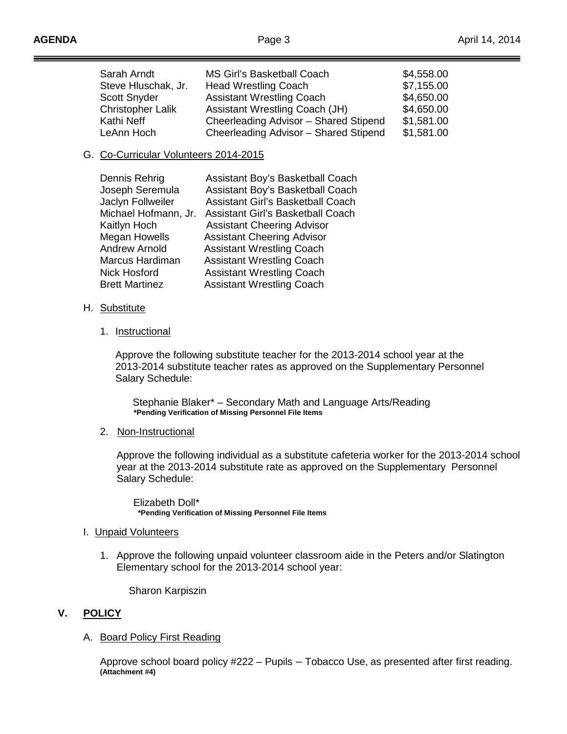| | | |
|---|---|---|
| Sarah Arndt | MS Girl's Basketball Coach | $4,558.00 |
| Steve Hluschak, Jr. | Head Wrestling Coach | $7,155.00 |
| Scott Snyder | Assistant Wrestling Coach | $4,650.00 |
| Christopher Lalik | Assistant Wrestling Coach (JH) | $4,650.00 |
| Kathi Neff | Cheerleading Advisor – Shared Stipend | $1,581.00 |
| LeAnn Hoch | Cheerleading Advisor – Shared Stipend | $1,581.00 |

G. Co-Curricular Volunteers 2014-2015

| | |
|---|---|
| Dennis Rehrig | Assistant Boy's Basketball Coach |
| Joseph Seremula | Assistant Boy's Basketball Coach |
| Jaclyn Follweiler | Assistant Girl's Basketball Coach |
| Michael Hofmann, Jr. | Assistant Girl's Basketball Coach |
| Kaitlyn Hoch | Assistant Cheering Advisor |
| Megan Howells | Assistant Cheering Advisor |
| Andrew Arnold | Assistant Wrestling Coach |
| Marcus Hardiman | Assistant Wrestling Coach |
| Nick Hosford | Assistant Wrestling Coach |
| Brett Martinez | Assistant Wrestling Coach |

H. Substitute

1. Instructional

Approve the following substitute teacher for the 2013-2014 school year at the 2013-2014 substitute teacher rates as approved on the Supplementary Personnel Salary Schedule:

Stephanie Blaker* – Secondary Math and Language Arts/Reading
**\*Pending Verification of Missing Personnel File Items**

2. Non-Instructional

Approve the following individual as a substitute cafeteria worker for the 2013-2014 school year at the 2013-2014 substitute rate as approved on the Supplementary Personnel Salary Schedule:

Elizabeth Doll*
**\*Pending Verification of Missing Personnel File Items**

I. Unpaid Volunteers

1. Approve the following unpaid volunteer classroom aide in the Peters and/or Slatington Elementary school for the 2013-2014 school year:

Sharon Karpiszin

## V. POLICY

A. Board Policy First Reading

Approve school board policy #222 – Pupils – Tobacco Use, as presented after first reading. **(Attachment #4)**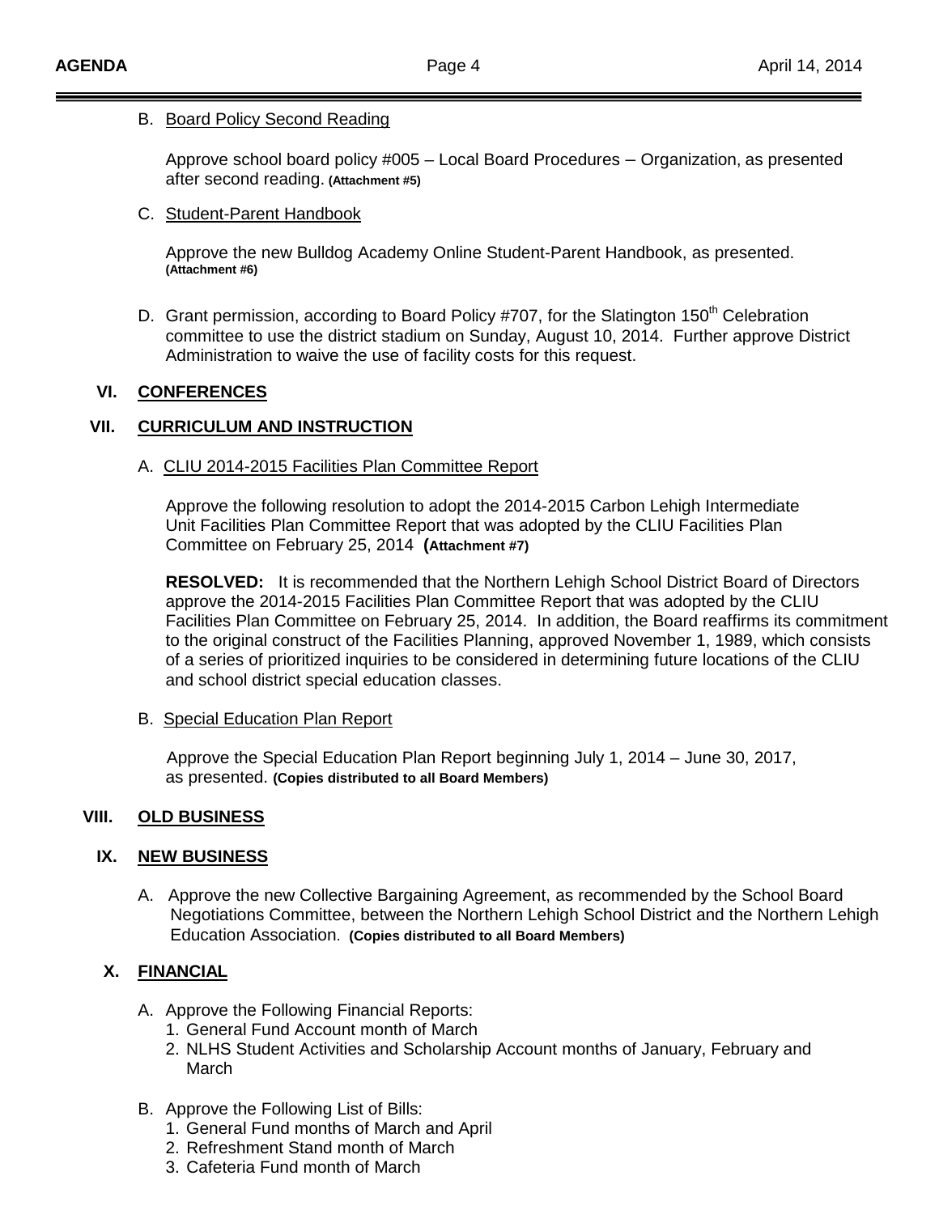B. Board Policy Second Reading

Approve school board policy #005 – Local Board Procedures – Organization, as presented after second reading. **(Attachment #5)**

C. Student-Parent Handbook

Approve the new Bulldog Academy Online Student-Parent Handbook, as presented. **(Attachment #6)**

D. Grant permission, according to Board Policy #707, for the Slatington 150th Celebration committee to use the district stadium on Sunday, August 10, 2014. Further approve District Administration to waive the use of facility costs for this request.

## VI. CONFERENCES

## VII. CURRICULUM AND INSTRUCTION

A. CLIU 2014-2015 Facilities Plan Committee Report

Approve the following resolution to adopt the 2014-2015 Carbon Lehigh Intermediate Unit Facilities Plan Committee Report that was adopted by the CLIU Facilities Plan Committee on February 25, 2014 **(Attachment #7)**

**RESOLVED:** It is recommended that the Northern Lehigh School District Board of Directors approve the 2014-2015 Facilities Plan Committee Report that was adopted by the CLIU Facilities Plan Committee on February 25, 2014. In addition, the Board reaffirms its commitment to the original construct of the Facilities Planning, approved November 1, 1989, which consists of a series of prioritized inquiries to be considered in determining future locations of the CLIU and school district special education classes.

B. Special Education Plan Report

Approve the Special Education Plan Report beginning July 1, 2014 – June 30, 2017, as presented. **(Copies distributed to all Board Members)**

## VIII. OLD BUSINESS

## IX. NEW BUSINESS

A. Approve the new Collective Bargaining Agreement, as recommended by the School Board Negotiations Committee, between the Northern Lehigh School District and the Northern Lehigh Education Association. **(Copies distributed to all Board Members)**

## X. FINANCIAL

A. Approve the Following Financial Reports:
   1. General Fund Account month of March
   2. NLHS Student Activities and Scholarship Account months of January, February and March

B. Approve the Following List of Bills:
   1. General Fund months of March and April
   2. Refreshment Stand month of March
   3. Cafeteria Fund month of March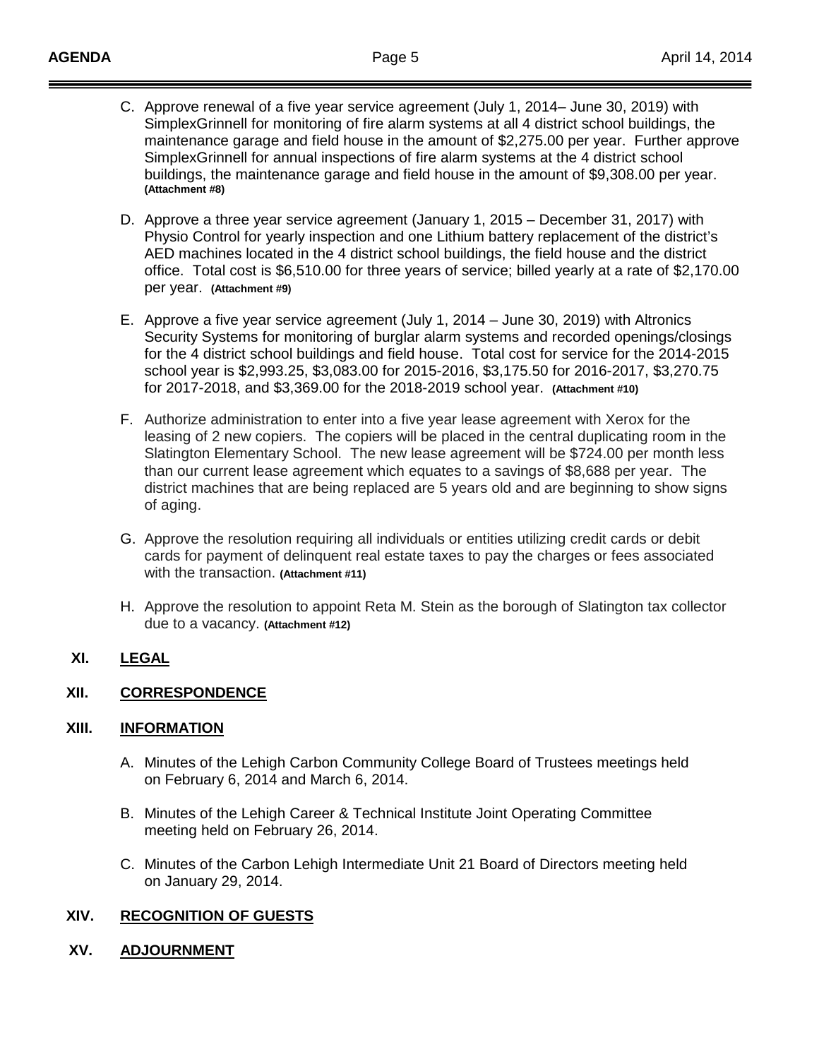C. Approve renewal of a five year service agreement (July 1, 2014– June 30, 2019) with SimplexGrinnell for monitoring of fire alarm systems at all 4 district school buildings, the maintenance garage and field house in the amount of $2,275.00 per year. Further approve SimplexGrinnell for annual inspections of fire alarm systems at the 4 district school buildings, the maintenance garage and field house in the amount of $9,308.00 per year. **(Attachment #8)**

D. Approve a three year service agreement (January 1, 2015 – December 31, 2017) with Physio Control for yearly inspection and one Lithium battery replacement of the district's AED machines located in the 4 district school buildings, the field house and the district office. Total cost is $6,510.00 for three years of service; billed yearly at a rate of $2,170.00 per year. **(Attachment #9)**

E. Approve a five year service agreement (July 1, 2014 – June 30, 2019) with Altronics Security Systems for monitoring of burglar alarm systems and recorded openings/closings for the 4 district school buildings and field house. Total cost for service for the 2014-2015 school year is $2,993.25, $3,083.00 for 2015-2016, $3,175.50 for 2016-2017, $3,270.75 for 2017-2018, and $3,369.00 for the 2018-2019 school year. **(Attachment #10)**

F. Authorize administration to enter into a five year lease agreement with Xerox for the leasing of 2 new copiers. The copiers will be placed in the central duplicating room in the Slatington Elementary School. The new lease agreement will be $724.00 per month less than our current lease agreement which equates to a savings of $8,688 per year. The district machines that are being replaced are 5 years old and are beginning to show signs of aging.

G. Approve the resolution requiring all individuals or entities utilizing credit cards or debit cards for payment of delinquent real estate taxes to pay the charges or fees associated with the transaction. **(Attachment #11)**

H. Approve the resolution to appoint Reta M. Stein as the borough of Slatington tax collector due to a vacancy. **(Attachment #12)**

## XI. LEGAL

## XII. CORRESPONDENCE

## XIII. INFORMATION

A. Minutes of the Lehigh Carbon Community College Board of Trustees meetings held on February 6, 2014 and March 6, 2014.

B. Minutes of the Lehigh Career & Technical Institute Joint Operating Committee meeting held on February 26, 2014.

C. Minutes of the Carbon Lehigh Intermediate Unit 21 Board of Directors meeting held on January 29, 2014.

## XIV. RECOGNITION OF GUESTS

## XV. ADJOURNMENT